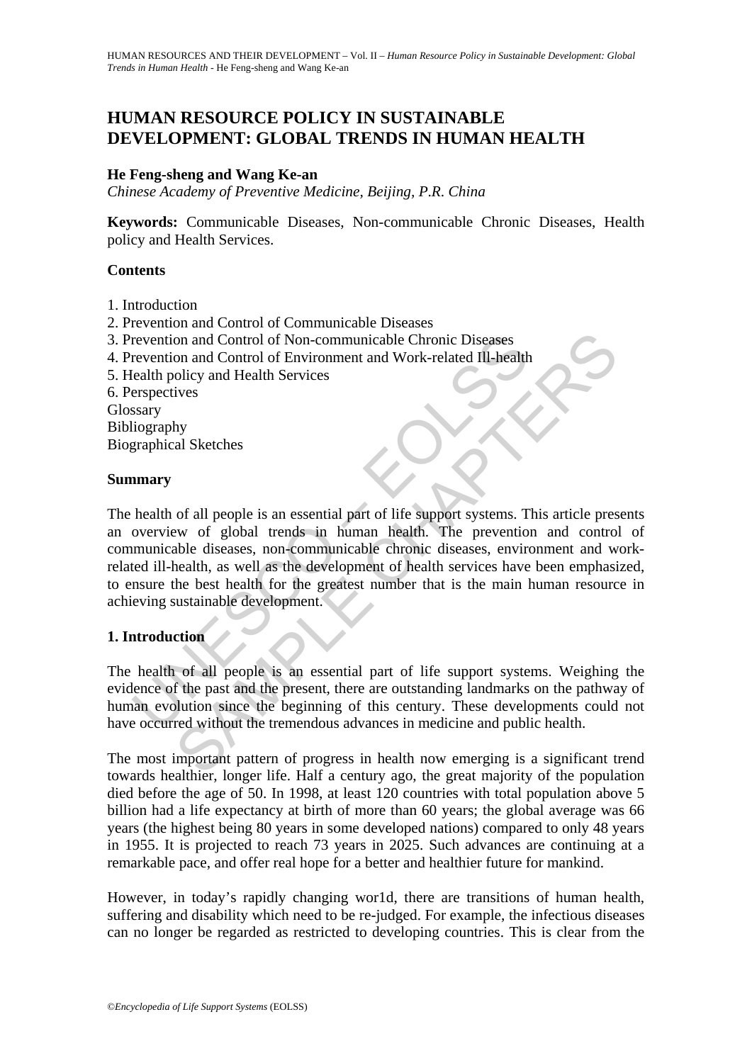# HUMAN RESOURCE POLICY IN SUSTAINABLE DEVELOPMENT: GLOBAL TRENDS IN HUMAN HEALTH

**He Feng-sheng and Wang Ke-an**

*Chinese Academy of Preventive Medicine, Beijing, P.R. China*

**Keywords:** Communicable Diseases, Non-communicable Chronic Diseases, Health policy and Health Services.

## Contents

1. Introduction
2. Prevention and Control of Communicable Diseases
3. Prevention and Control of Non-communicable Chronic Diseases
4. Prevention and Control of Environment and Work-related Ill-health
5. Health policy and Health Services
6. Perspectives

Glossary
Bibliography
Biographical Sketches

## Summary

The health of all people is an essential part of life support systems. This article presents an overview of global trends in human health. The prevention and control of communicable diseases, non-communicable chronic diseases, environment and work-related ill-health, as well as the development of health services have been emphasized, to ensure the best health for the greatest number that is the main human resource in achieving sustainable development.

## 1. Introduction

The health of all people is an essential part of life support systems. Weighing the evidence of the past and the present, there are outstanding landmarks on the pathway of human evolution since the beginning of this century. These developments could not have occurred without the tremendous advances in medicine and public health.

The most important pattern of progress in health now emerging is a significant trend towards healthier, longer life. Half a century ago, the great majority of the population died before the age of 50. In 1998, at least 120 countries with total population above 5 billion had a life expectancy at birth of more than 60 years; the global average was 66 years (the highest being 80 years in some developed nations) compared to only 48 years in 1955. It is projected to reach 73 years in 2025. Such advances are continuing at a remarkable pace, and offer real hope for a better and healthier future for mankind.

However, in today's rapidly changing wor1d, there are transitions of human health, suffering and disability which need to be re-judged. For example, the infectious diseases can no longer be regarded as restricted to developing countries. This is clear from the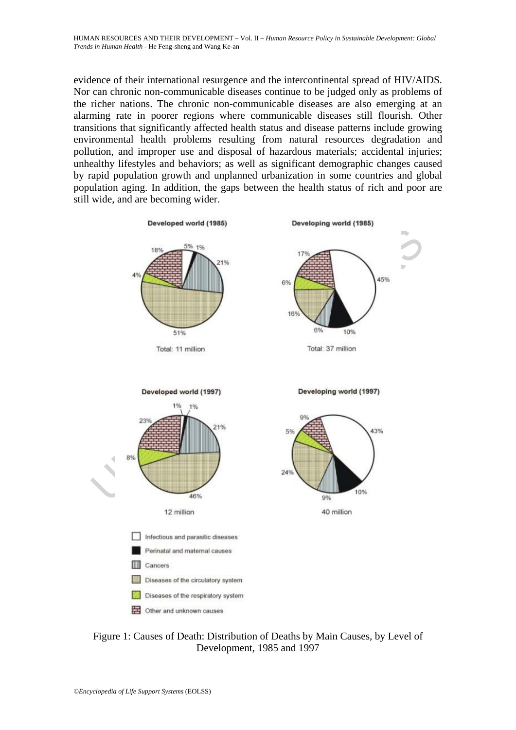evidence of their international resurgence and the intercontinental spread of HIV/AIDS. Nor can chronic non-communicable diseases continue to be judged only as problems of the richer nations. The chronic non-communicable diseases are also emerging at an alarming rate in poorer regions where communicable diseases still flourish. Other transitions that significantly affected health status and disease patterns include growing environmental health problems resulting from natural resources degradation and pollution, and improper use and disposal of hazardous materials; accidental injuries; unhealthy lifestyles and behaviors; as well as significant demographic changes caused by rapid population growth and unplanned urbanization in some countries and global population aging. In addition, the gaps between the health status of rich and poor are still wide, and are becoming wider.

Figure 1: Causes of Death: Distribution of Deaths by Main Causes, by Level of Development, 1985 and 1997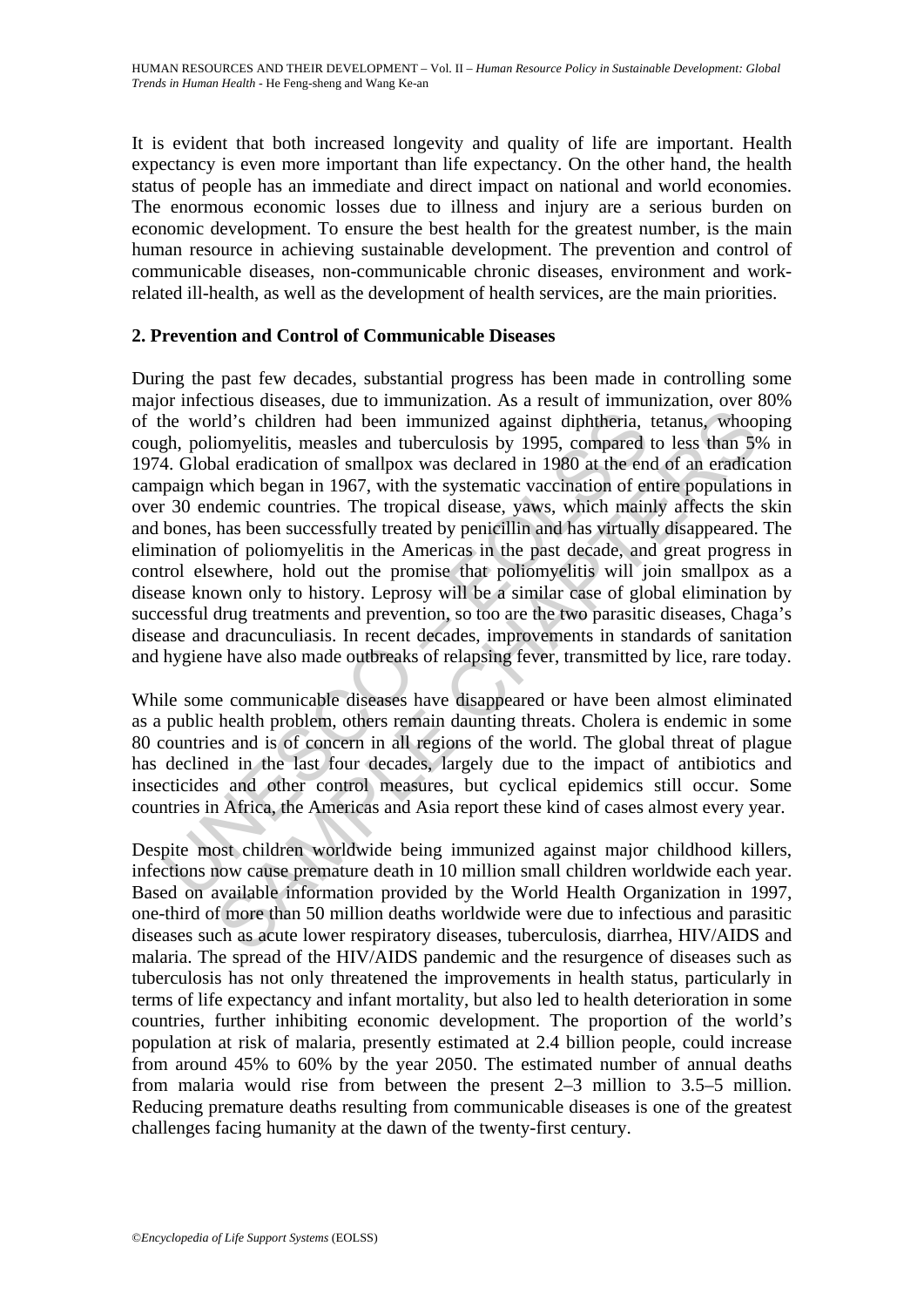It is evident that both increased longevity and quality of life are important. Health expectancy is even more important than life expectancy. On the other hand, the health status of people has an immediate and direct impact on national and world economies. The enormous economic losses due to illness and injury are a serious burden on economic development. To ensure the best health for the greatest number, is the main human resource in achieving sustainable development. The prevention and control of communicable diseases, non-communicable chronic diseases, environment and work-related ill-health, as well as the development of health services, are the main priorities.

## 2. Prevention and Control of Communicable Diseases

During the past few decades, substantial progress has been made in controlling some major infectious diseases, due to immunization. As a result of immunization, over 80% of the world's children had been immunized against diphtheria, tetanus, whooping cough, poliomyelitis, measles and tuberculosis by 1995, compared to less than 5% in 1974. Global eradication of smallpox was declared in 1980 at the end of an eradication campaign which began in 1967, with the systematic vaccination of entire populations in over 30 endemic countries. The tropical disease, yaws, which mainly affects the skin and bones, has been successfully treated by penicillin and has virtually disappeared. The elimination of poliomyelitis in the Americas in the past decade, and great progress in control elsewhere, hold out the promise that poliomyelitis will join smallpox as a disease known only to history. Leprosy will be a similar case of global elimination by successful drug treatments and prevention, so too are the two parasitic diseases, Chaga's disease and dracunculiasis. In recent decades, improvements in standards of sanitation and hygiene have also made outbreaks of relapsing fever, transmitted by lice, rare today.

While some communicable diseases have disappeared or have been almost eliminated as a public health problem, others remain daunting threats. Cholera is endemic in some 80 countries and is of concern in all regions of the world. The global threat of plague has declined in the last four decades, largely due to the impact of antibiotics and insecticides and other control measures, but cyclical epidemics still occur. Some countries in Africa, the Americas and Asia report these kind of cases almost every year.

Despite most children worldwide being immunized against major childhood killers, infections now cause premature death in 10 million small children worldwide each year. Based on available information provided by the World Health Organization in 1997, one-third of more than 50 million deaths worldwide were due to infectious and parasitic diseases such as acute lower respiratory diseases, tuberculosis, diarrhea, HIV/AIDS and malaria. The spread of the HIV/AIDS pandemic and the resurgence of diseases such as tuberculosis has not only threatened the improvements in health status, particularly in terms of life expectancy and infant mortality, but also led to health deterioration in some countries, further inhibiting economic development. The proportion of the world's population at risk of malaria, presently estimated at 2.4 billion people, could increase from around 45% to 60% by the year 2050. The estimated number of annual deaths from malaria would rise from between the present 2–3 million to 3.5–5 million. Reducing premature deaths resulting from communicable diseases is one of the greatest challenges facing humanity at the dawn of the twenty-first century.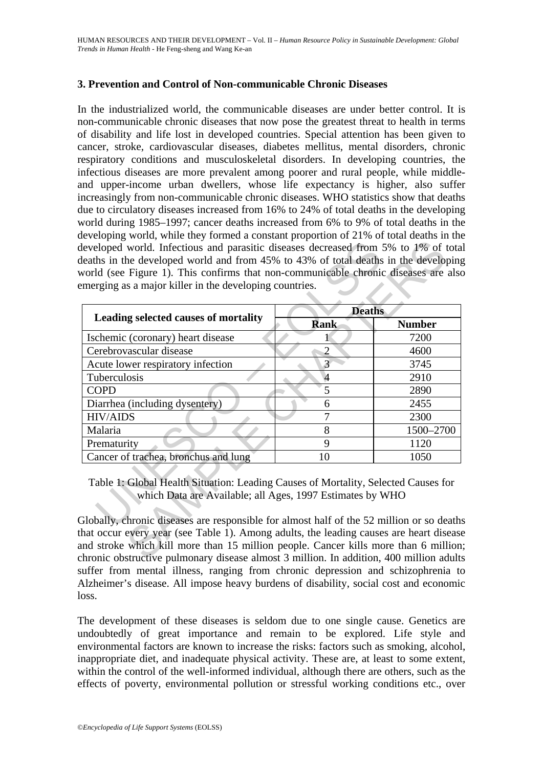### 3. Prevention and Control of Non-communicable Chronic Diseases

In the industrialized world, the communicable diseases are under better control. It is non-communicable chronic diseases that now pose the greatest threat to health in terms of disability and life lost in developed countries. Special attention has been given to cancer, stroke, cardiovascular diseases, diabetes mellitus, mental disorders, chronic respiratory conditions and musculoskeletal disorders. In developing countries, the infectious diseases are more prevalent among poorer and rural people, while middle- and upper-income urban dwellers, whose life expectancy is higher, also suffer increasingly from non-communicable chronic diseases. WHO statistics show that deaths due to circulatory diseases increased from 16% to 24% of total deaths in the developing world during 1985–1997; cancer deaths increased from 6% to 9% of total deaths in the developing world, while they formed a constant proportion of 21% of total deaths in the developed world. Infectious and parasitic diseases decreased from 5% to 1% of total deaths in the developed world and from 45% to 43% of total deaths in the developing world (see Figure 1). This confirms that non-communicable chronic diseases are also emerging as a major killer in the developing countries.

| Leading selected causes of mortality | Deaths | |
|---|---|---|
| | **Rank** | **Number** |
| Ischemic (coronary) heart disease | 1 | 7200 |
| Cerebrovascular disease | 2 | 4600 |
| Acute lower respiratory infection | 3 | 3745 |
| Tuberculosis | 4 | 2910 |
| COPD | 5 | 2890 |
| Diarrhea (including dysentery) | 6 | 2455 |
| HIV/AIDS | 7 | 2300 |
| Malaria | 8 | 1500–2700 |
| Prematurity | 9 | 1120 |
| Cancer of trachea, bronchus and lung | 10 | 1050 |

Table 1: Global Health Situation: Leading Causes of Mortality, Selected Causes for which Data are Available; all Ages, 1997 Estimates by WHO

Globally, chronic diseases are responsible for almost half of the 52 million or so deaths that occur every year (see Table 1). Among adults, the leading causes are heart disease and stroke which kill more than 15 million people. Cancer kills more than 6 million; chronic obstructive pulmonary disease almost 3 million. In addition, 400 million adults suffer from mental illness, ranging from chronic depression and schizophrenia to Alzheimer's disease. All impose heavy burdens of disability, social cost and economic loss.

The development of these diseases is seldom due to one single cause. Genetics are undoubtedly of great importance and remain to be explored. Life style and environmental factors are known to increase the risks: factors such as smoking, alcohol, inappropriate diet, and inadequate physical activity. These are, at least to some extent, within the control of the well-informed individual, although there are others, such as the effects of poverty, environmental pollution or stressful working conditions etc., over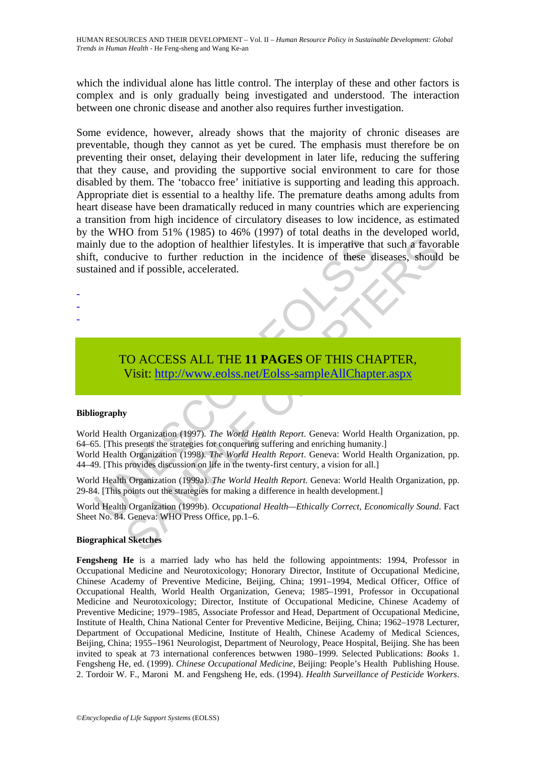which the individual alone has little control. The interplay of these and other factors is complex and is only gradually being investigated and understood. The interaction between one chronic disease and another also requires further investigation.

Some evidence, however, already shows that the majority of chronic diseases are preventable, though they cannot as yet be cured. The emphasis must therefore be on preventing their onset, delaying their development in later life, reducing the suffering that they cause, and providing the supportive social environment to care for those disabled by them. The 'tobacco free' initiative is supporting and leading this approach. Appropriate diet is essential to a healthy life. The premature deaths among adults from heart disease have been dramatically reduced in many countries which are experiencing a transition from high incidence of circulatory diseases to low incidence, as estimated by the WHO from 51% (1985) to 46% (1997) of total deaths in the developed world, mainly due to the adoption of healthier lifestyles. It is imperative that such a favorable shift, conducive to further reduction in the incidence of these diseases, should be sustained and if possible, accelerated.

-
-
-

TO ACCESS ALL THE **11 PAGES** OF THIS CHAPTER,
Visit: http://www.eolss.net/Eolss-sampleAllChapter.aspx

#### Bibliography

World Health Organization (1997). *The World Health Report*. Geneva: World Health Organization, pp. 64–65. [This presents the strategies for conquering suffering and enriching humanity.]

World Health Organization (1998). *The World Health Report*. Geneva: World Health Organization, pp. 44–49. [This provides discussion on life in the twenty-first century, a vision for all.]

World Health Organization (1999a). *The World Health Report*. Geneva: World Health Organization, pp. 29-84. [This points out the strategies for making a difference in health development.]

World Health Organization (1999b). *Occupational Health—Ethically Correct, Economically Sound*. Fact Sheet No. 84. Geneva: WHO Press Office, pp.1–6.

#### Biographical Sketches

**Fengsheng He** is a married lady who has held the following appointments: 1994, Professor in Occupational Medicine and Neurotoxicology; Honorary Director, Institute of Occupational Medicine, Chinese Academy of Preventive Medicine, Beijing, China; 1991–1994, Medical Officer, Office of Occupational Health, World Health Organization, Geneva; 1985–1991, Professor in Occupational Medicine and Neurotoxicology; Director, Institute of Occupational Medicine, Chinese Academy of Preventive Medicine; 1979–1985, Associate Professor and Head, Department of Occupational Medicine, Institute of Health, China National Center for Preventive Medicine, Beijing, China; 1962–1978 Lecturer, Department of Occupational Medicine, Institute of Health, Chinese Academy of Medical Sciences, Beijing, China; 1955–1961 Neurologist, Department of Neurology, Peace Hospital, Beijing. She has been invited to speak at 73 international conferences betwwen 1980–1999. Selected Publications: *Books* 1. Fengsheng He, ed. (1999). *Chinese Occupational Medicine*, Beijing: People's Health Publishing House. 2. Tordoir W. F., Maroni M. and Fengsheng He, eds. (1994). *Health Surveillance of Pesticide Workers*.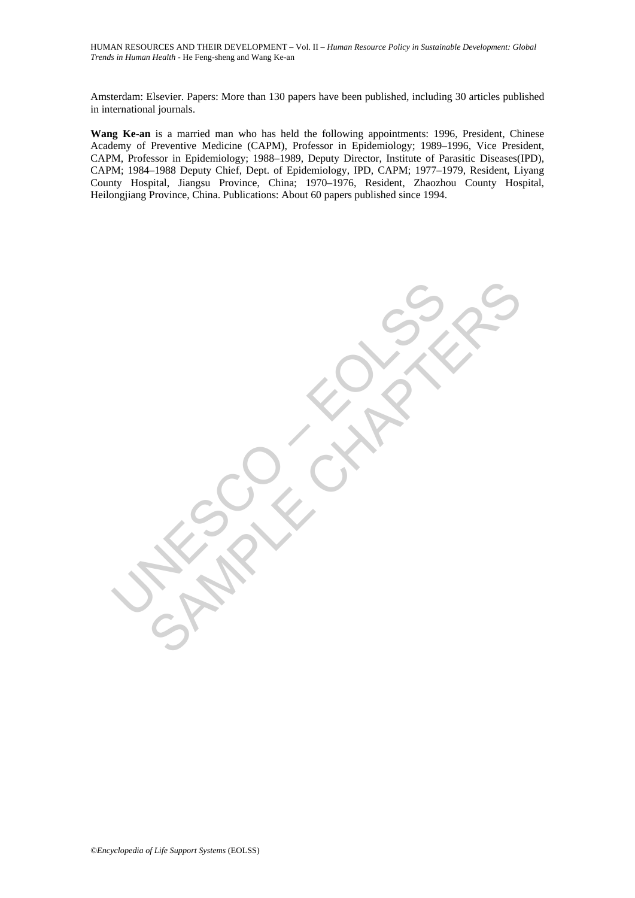Amsterdam: Elsevier. Papers: More than 130 papers have been published, including 30 articles published in international journals.

**Wang Ke-an** is a married man who has held the following appointments: 1996, President, Chinese Academy of Preventive Medicine (CAPM), Professor in Epidemiology; 1989–1996, Vice President, CAPM, Professor in Epidemiology; 1988–1989, Deputy Director, Institute of Parasitic Diseases(IPD), CAPM; 1984–1988 Deputy Chief, Dept. of Epidemiology, IPD, CAPM; 1977–1979, Resident, Liyang County Hospital, Jiangsu Province, China; 1970–1976, Resident, Zhaozhou County Hospital, Heilongjiang Province, China. Publications: About 60 papers published since 1994.